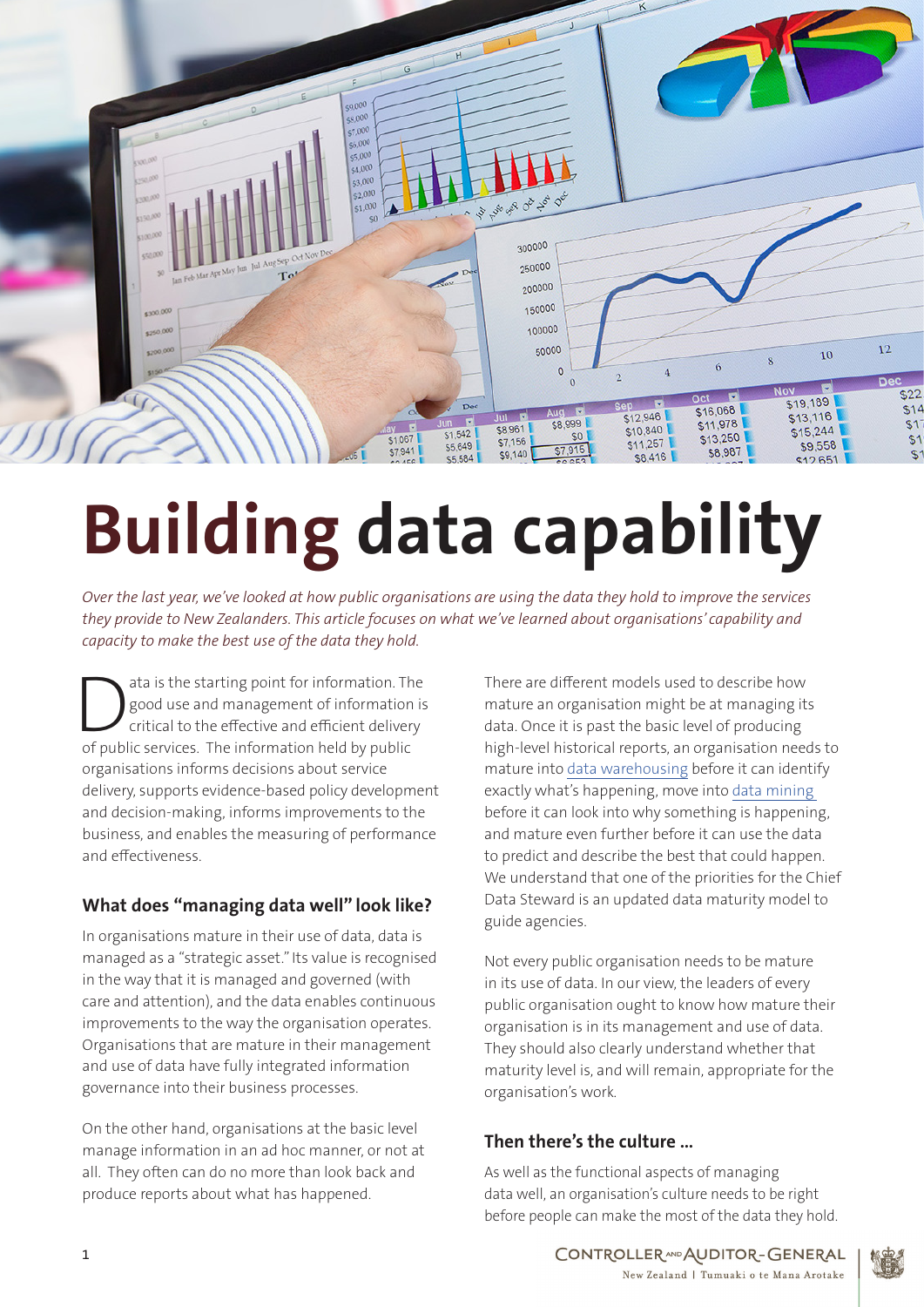# Building data capability

*Over the last year, we've looked at how public organisations are using the data they hold to improve the services they provide to New Zealanders. This article focuses on what we've learned about organisations' capability and capacity to make the best use of the data they hold.*

Data is the starting point for information. The good use and management of information is critical to the effective and efficient delivery of public services. The information held by public organisations informs decisions about service delivery, supports evidence-based policy development and decision-making, informs improvements to the business, and enables the measuring of performance and effectiveness.

## What does "managing data well" look like?

In organisations mature in their use of data, data is managed as a "strategic asset." Its value is recognised in the way that it is managed and governed (with care and attention), and the data enables continuous improvements to the way the organisation operates. Organisations that are mature in their management and use of data have fully integrated information governance into their business processes.

On the other hand, organisations at the basic level manage information in an ad hoc manner, or not at all. They often can do no more than look back and produce reports about what has happened.

There are different models used to describe how mature an organisation might be at managing its data. Once it is past the basic level of producing high-level historical reports, an organisation needs to mature into data warehousing before it can identify exactly what's happening, move into data mining before it can look into why something is happening, and mature even further before it can use the data to predict and describe the best that could happen. We understand that one of the priorities for the Chief Data Steward is an updated data maturity model to guide agencies.

Not every public organisation needs to be mature in its use of data. In our view, the leaders of every public organisation ought to know how mature their organisation is in its management and use of data. They should also clearly understand whether that maturity level is, and will remain, appropriate for the organisation's work.

## Then there's the culture …

As well as the functional aspects of managing data well, an organisation's culture needs to be right before people can make the most of the data they hold.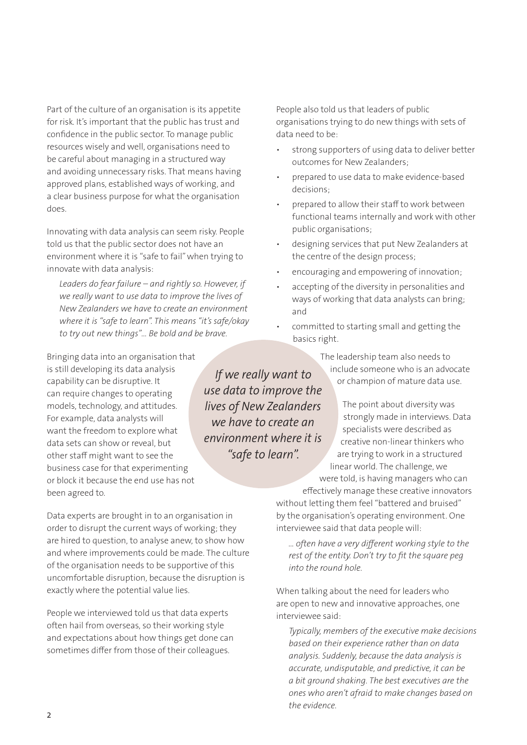Part of the culture of an organisation is its appetite for risk. It's important that the public has trust and confidence in the public sector. To manage public resources wisely and well, organisations need to be careful about managing in a structured way and avoiding unnecessary risks. That means having approved plans, established ways of working, and a clear business purpose for what the organisation does.

Innovating with data analysis can seem risky. People told us that the public sector does not have an environment where it is "safe to fail" when trying to innovate with data analysis:

> *Leaders do fear failure – and rightly so. However, if we really want to use data to improve the lives of New Zealanders we have to create an environment where it is "safe to learn". This means "it's safe/okay to try out new things"… Be bold and be brave.*

Bringing data into an organisation that is still developing its data analysis capability can be disruptive. It can require changes to operating models, technology, and attitudes. For example, data analysts will want the freedom to explore what data sets can show or reveal, but other staff might want to see the business case for that experimenting or block it because the end use has not been agreed to.

Data experts are brought in to an organisation in order to disrupt the current ways of working; they are hired to question, to analyse anew, to show how and where improvements could be made. The culture of the organisation needs to be supportive of this uncomfortable disruption, because the disruption is exactly where the potential value lies.

People we interviewed told us that data experts often hail from overseas, so their working style and expectations about how things get done can sometimes differ from those of their colleagues.

*If we really want to use data to improve the lives of New Zealanders we have to create an environment where it is "safe to learn".*

People also told us that leaders of public organisations trying to do new things with sets of data need to be:

- strong supporters of using data to deliver better outcomes for New Zealanders;
- prepared to use data to make evidence-based decisions;
- prepared to allow their staff to work between functional teams internally and work with other public organisations;
- designing services that put New Zealanders at the centre of the design process;
- encouraging and empowering of innovation;
- accepting of the diversity in personalities and ways of working that data analysts can bring; and
- committed to starting small and getting the basics right.

The leadership team also needs to include someone who is an advocate or champion of mature data use.

The point about diversity was strongly made in interviews. Data specialists were described as creative non-linear thinkers who are trying to work in a structured linear world. The challenge, we were told, is having managers who can effectively manage these creative innovators without letting them feel "battered and bruised" by the organisation's operating environment. One interviewee said that data people will:

> *… often have a very different working style to the rest of the entity. Don't try to fit the square peg into the round hole.*

When talking about the need for leaders who are open to new and innovative approaches, one interviewee said:

> *Typically, members of the executive make decisions based on their experience rather than on data analysis. Suddenly, because the data analysis is accurate, undisputable, and predictive, it can be a bit ground shaking. The best executives are the ones who aren't afraid to make changes based on the evidence.*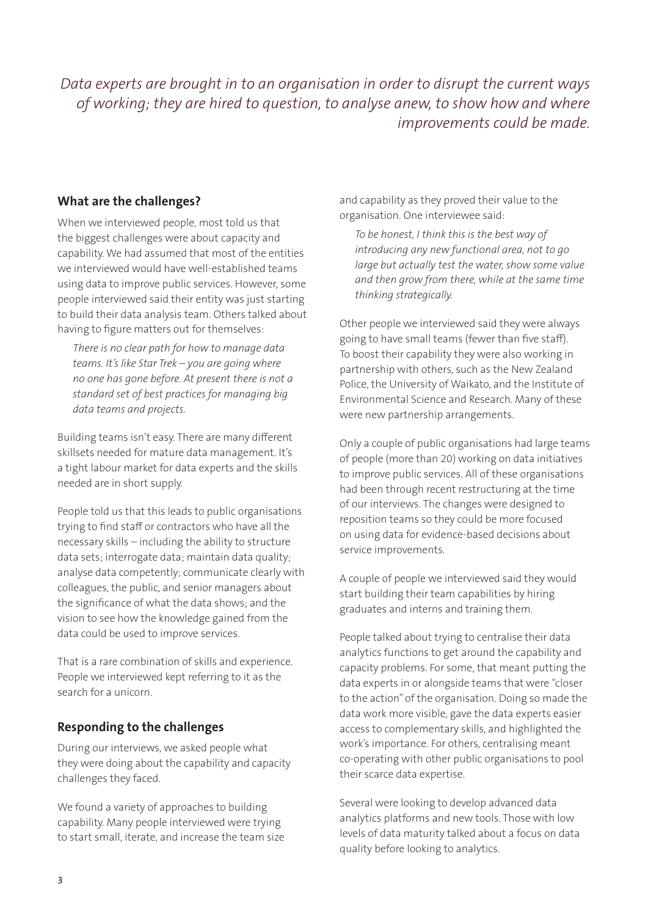*Data experts are brought in to an organisation in order to disrupt the current ways of working; they are hired to question, to analyse anew, to show how and where improvements could be made.*

## What are the challenges?

When we interviewed people, most told us that the biggest challenges were about capacity and capability. We had assumed that most of the entities we interviewed would have well-established teams using data to improve public services. However, some people interviewed said their entity was just starting to build their data analysis team. Others talked about having to figure matters out for themselves:

> *There is no clear path for how to manage data teams. It's like Star Trek – you are going where no one has gone before. At present there is not a standard set of best practices for managing big data teams and projects.*

Building teams isn't easy. There are many different skillsets needed for mature data management. It's a tight labour market for data experts and the skills needed are in short supply.

People told us that this leads to public organisations trying to find staff or contractors who have all the necessary skills – including the ability to structure data sets; interrogate data; maintain data quality; analyse data competently; communicate clearly with colleagues, the public, and senior managers about the significance of what the data shows; and the vision to see how the knowledge gained from the data could be used to improve services.

That is a rare combination of skills and experience. People we interviewed kept referring to it as the search for a unicorn.

## Responding to the challenges

During our interviews, we asked people what they were doing about the capability and capacity challenges they faced.

We found a variety of approaches to building capability. Many people interviewed were trying to start small, iterate, and increase the team size and capability as they proved their value to the organisation. One interviewee said:

> *To be honest, I think this is the best way of introducing any new functional area, not to go large but actually test the water, show some value and then grow from there, while at the same time thinking strategically.*

Other people we interviewed said they were always going to have small teams (fewer than five staff). To boost their capability they were also working in partnership with others, such as the New Zealand Police, the University of Waikato, and the Institute of Environmental Science and Research. Many of these were new partnership arrangements.

Only a couple of public organisations had large teams of people (more than 20) working on data initiatives to improve public services. All of these organisations had been through recent restructuring at the time of our interviews. The changes were designed to reposition teams so they could be more focused on using data for evidence-based decisions about service improvements.

A couple of people we interviewed said they would start building their team capabilities by hiring graduates and interns and training them.

People talked about trying to centralise their data analytics functions to get around the capability and capacity problems. For some, that meant putting the data experts in or alongside teams that were "closer to the action" of the organisation. Doing so made the data work more visible, gave the data experts easier access to complementary skills, and highlighted the work's importance. For others, centralising meant co-operating with other public organisations to pool their scarce data expertise.

Several were looking to develop advanced data analytics platforms and new tools. Those with low levels of data maturity talked about a focus on data quality before looking to analytics.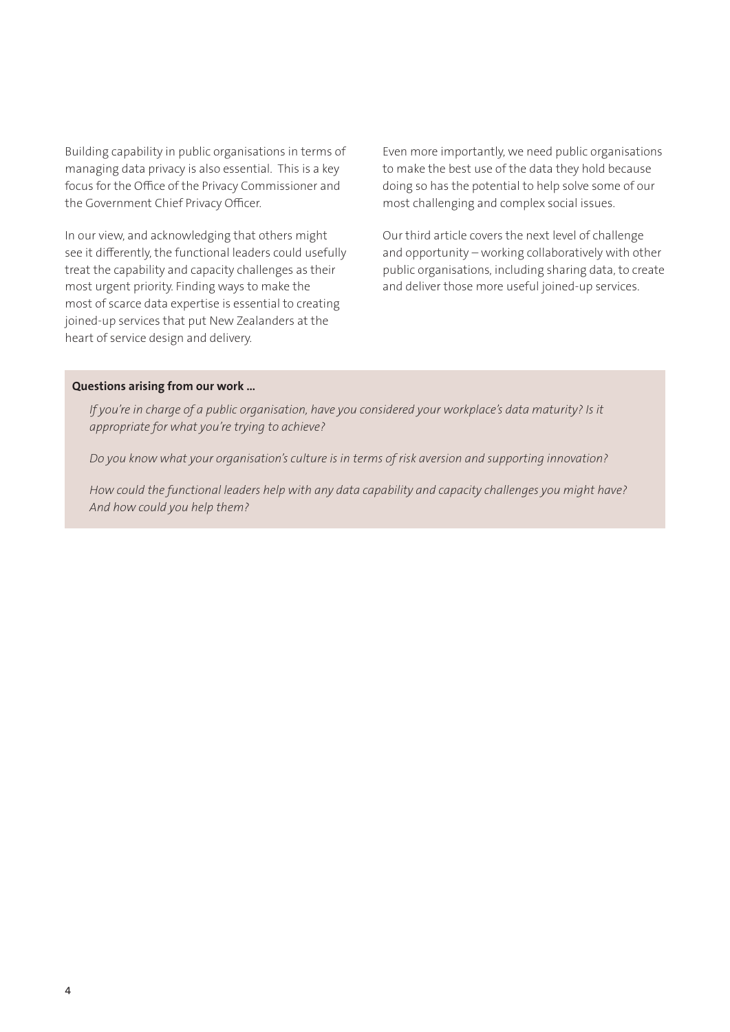Building capability in public organisations in terms of managing data privacy is also essential. This is a key focus for the Office of the Privacy Commissioner and the Government Chief Privacy Officer.

In our view, and acknowledging that others might see it differently, the functional leaders could usefully treat the capability and capacity challenges as their most urgent priority. Finding ways to make the most of scarce data expertise is essential to creating joined-up services that put New Zealanders at the heart of service design and delivery.

Even more importantly, we need public organisations to make the best use of the data they hold because doing so has the potential to help solve some of our most challenging and complex social issues.

Our third article covers the next level of challenge and opportunity – working collaboratively with other public organisations, including sharing data, to create and deliver those more useful joined-up services.

**Questions arising from our work ...**

*If you're in charge of a public organisation, have you considered your workplace's data maturity? Is it appropriate for what you're trying to achieve?*

*Do you know what your organisation's culture is in terms of risk aversion and supporting innovation?*

*How could the functional leaders help with any data capability and capacity challenges you might have? And how could you help them?*